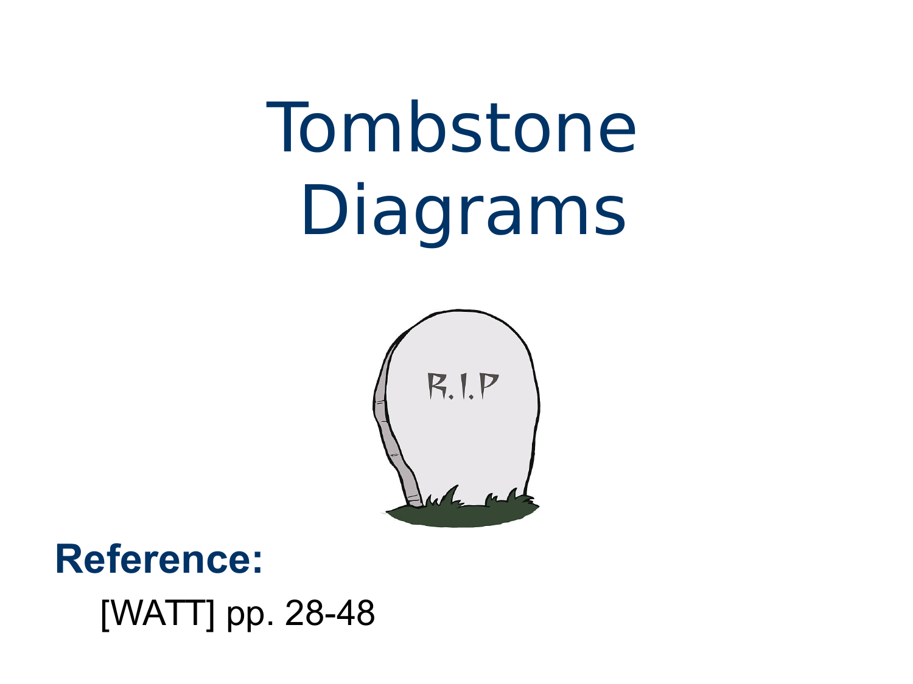# Tombstone Diagrams

**Reference:**

[WATT] pp. 28-48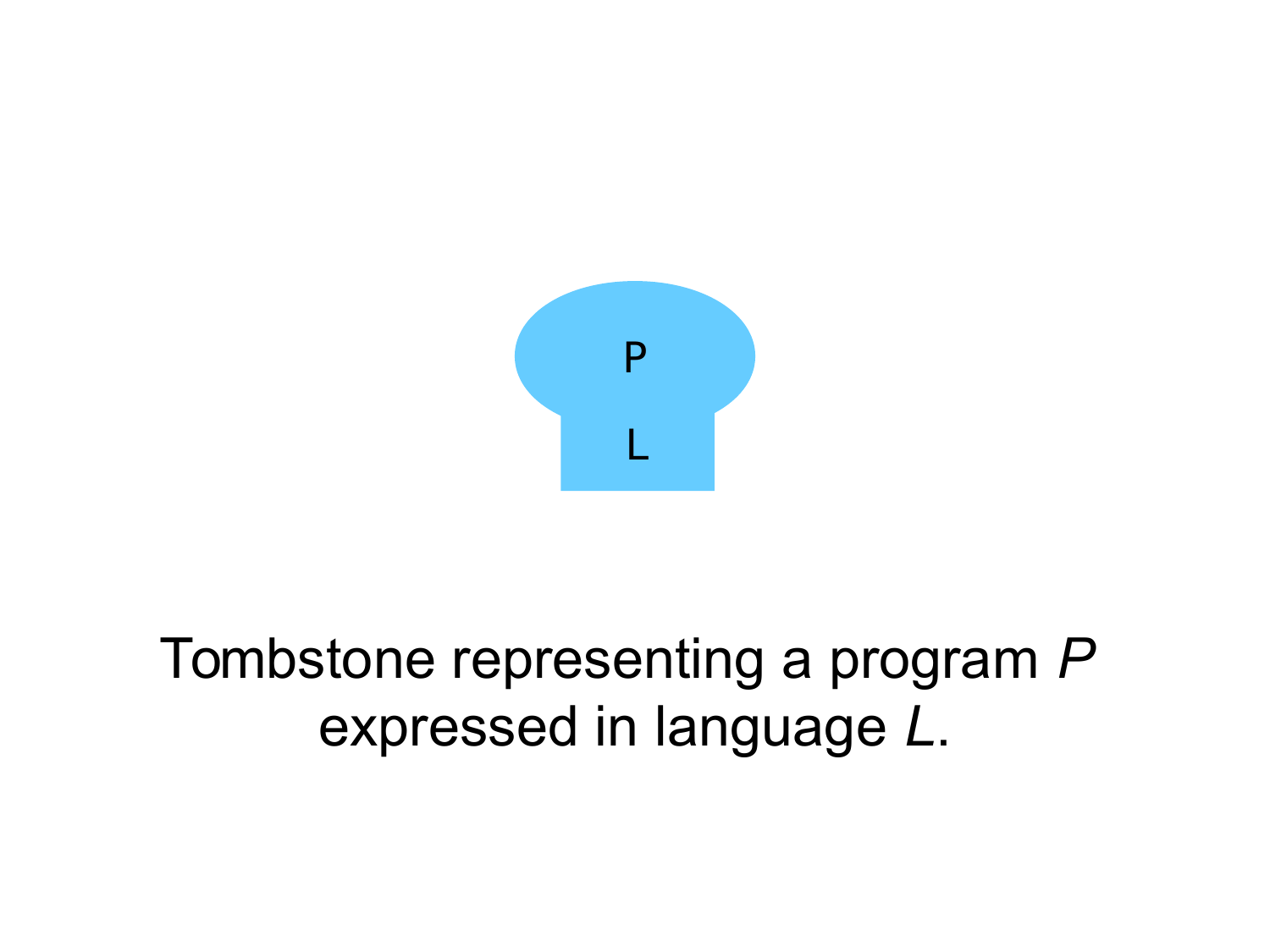P

L

Tombstone representing a program *P* expressed in language *L*.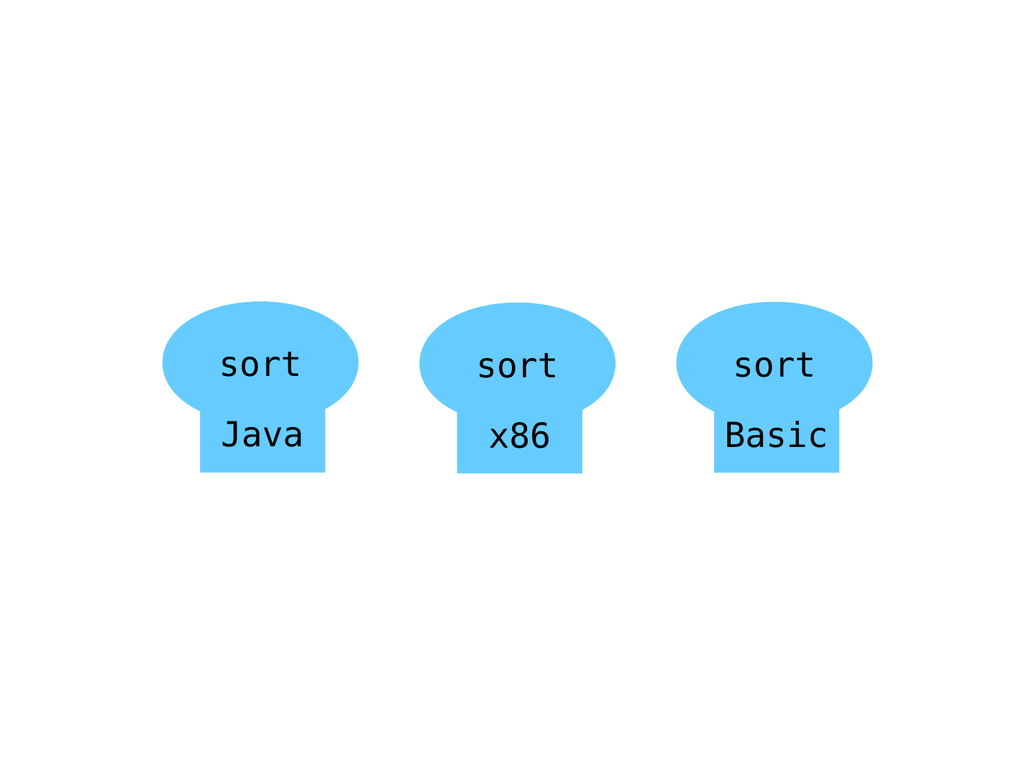sort

Java

sort

x86

sort

Basic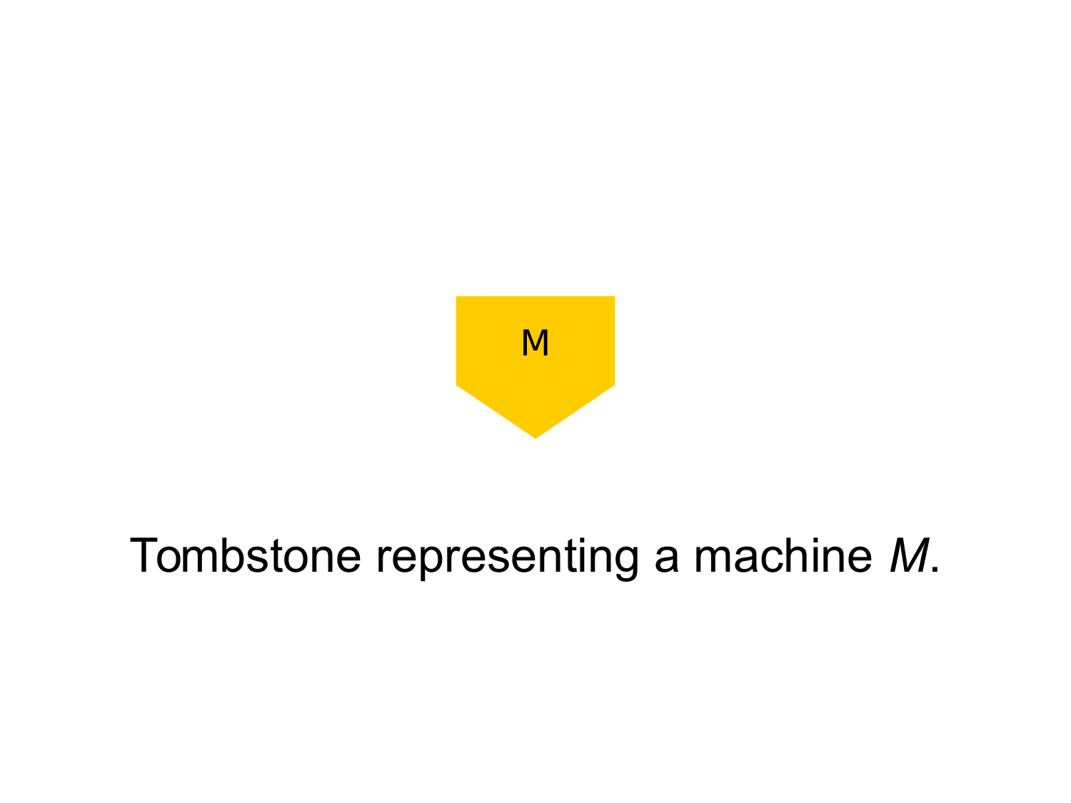M

Tombstone representing a machine *M*.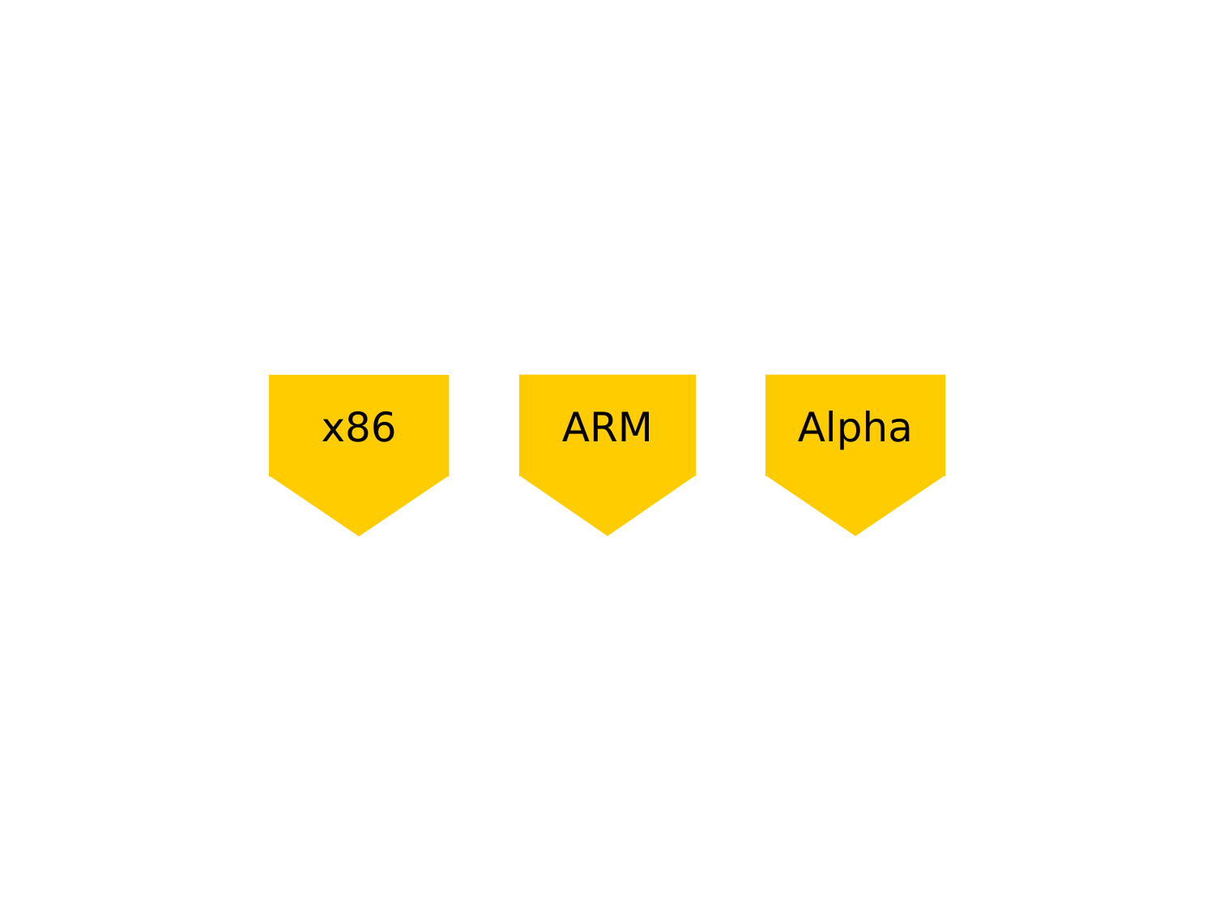x86

ARM

Alpha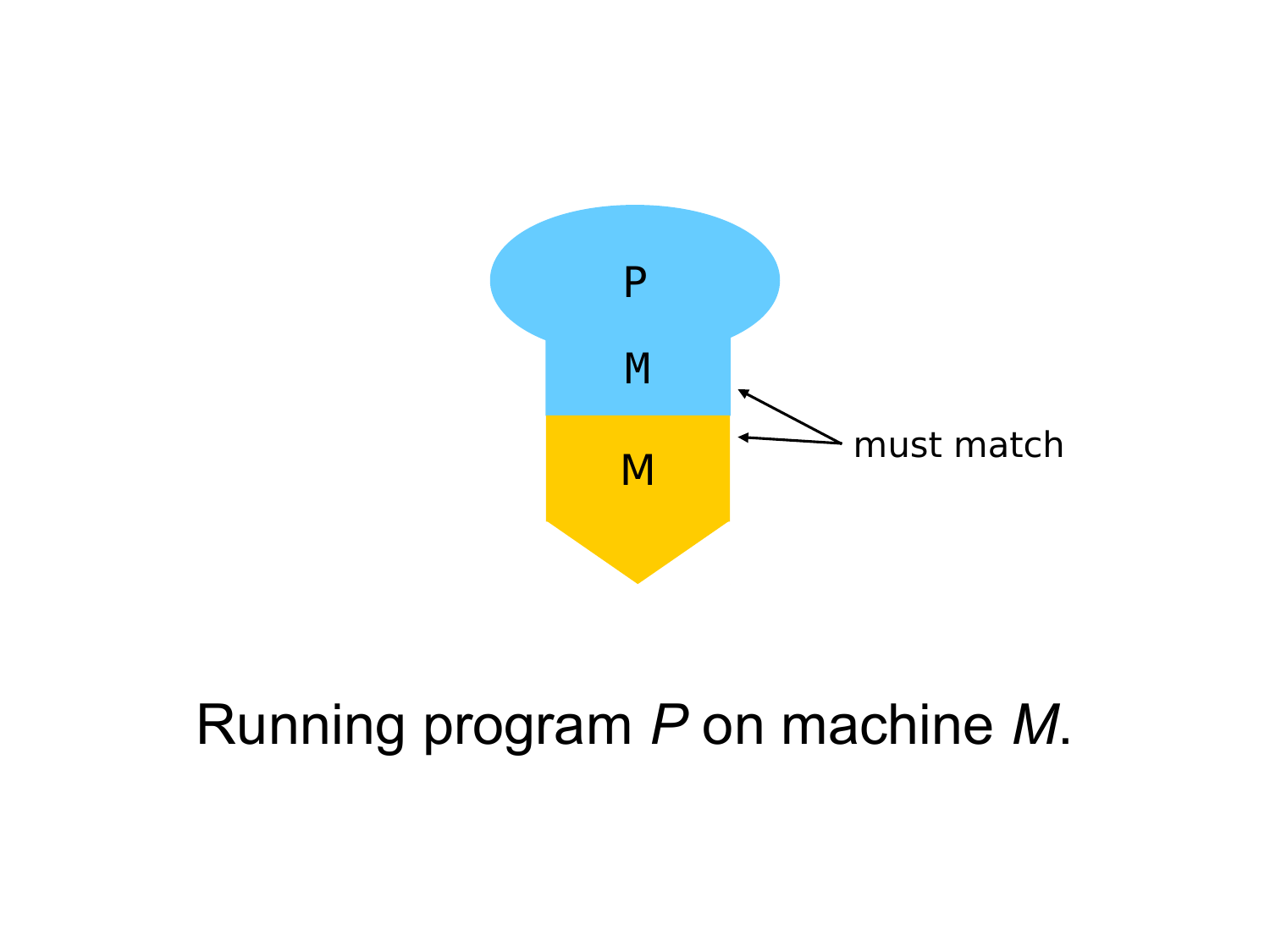P

M

M

must match

Running program *P* on machine *M*.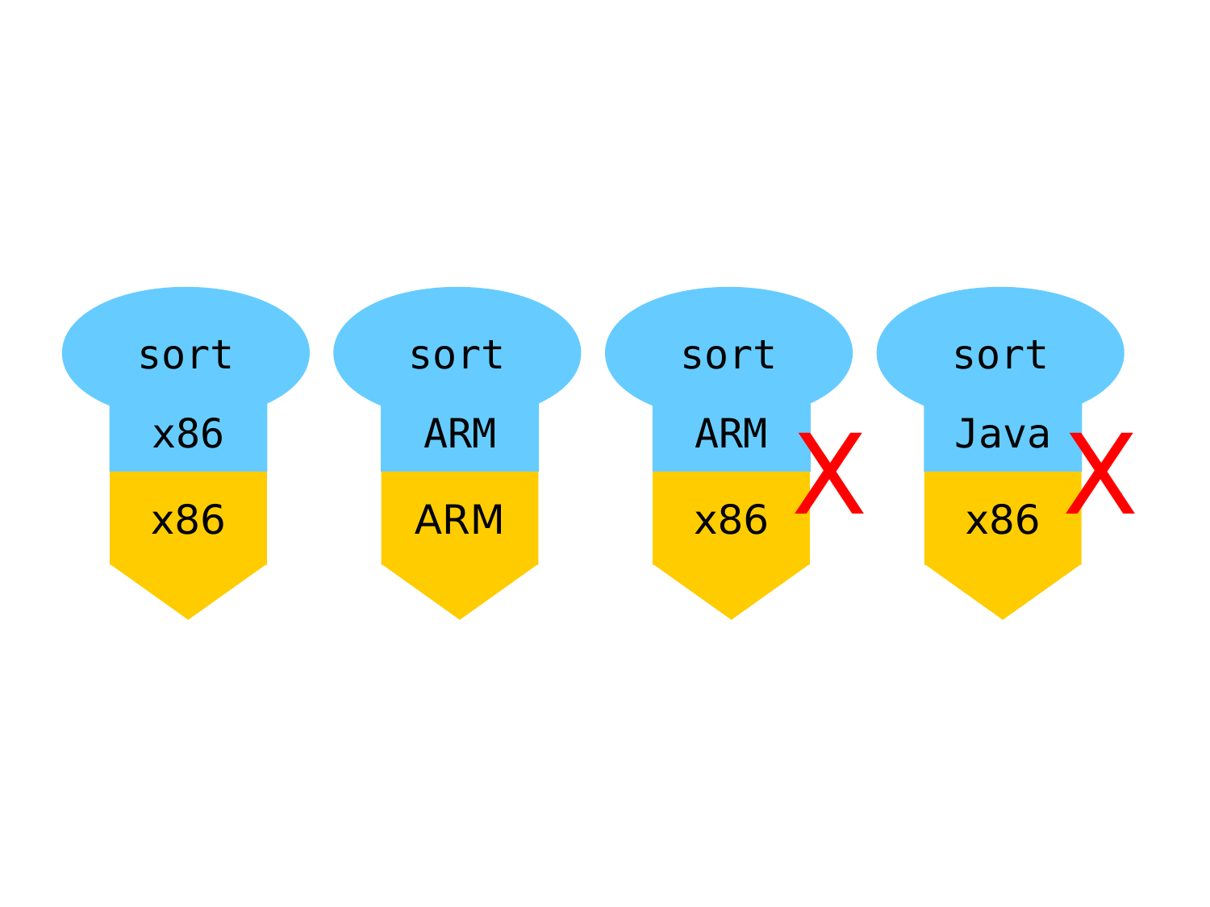sort

x86

x86

sort

ARM

ARM

sort

ARM

x86

X

sort

Java

x86

X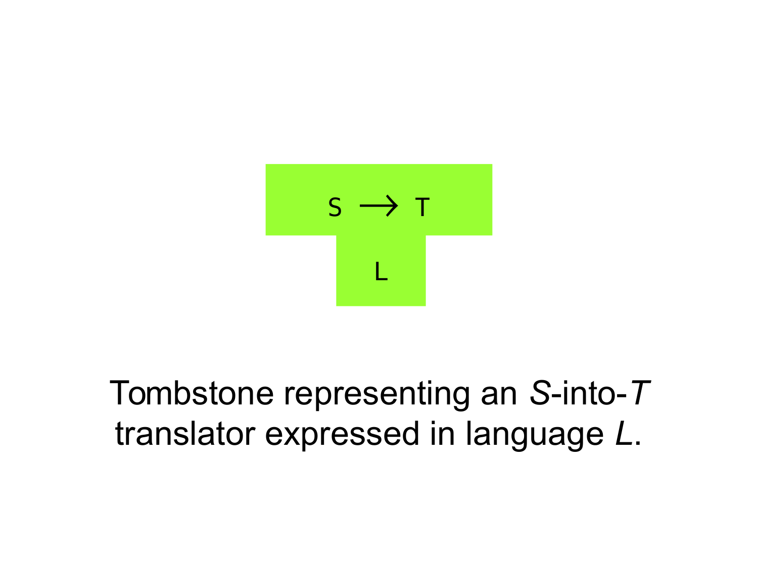S $\longrightarrow$ T

L

Tombstone representing an *S*-into-*T* translator expressed in language *L*.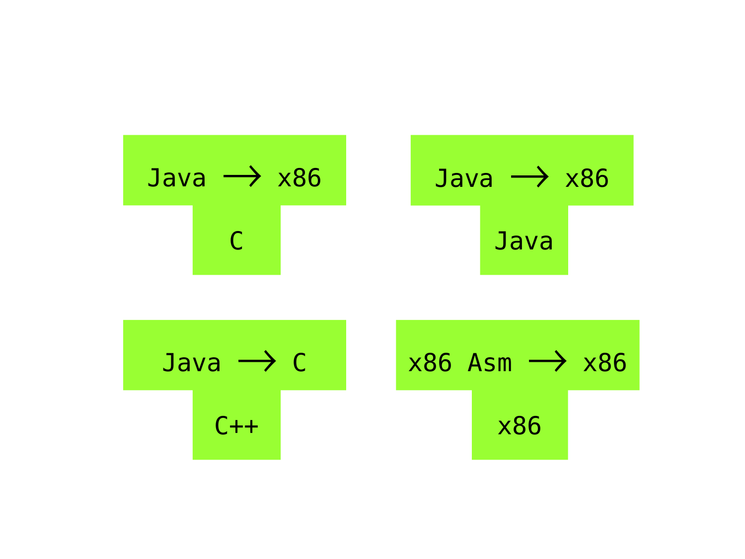Java ⟶ x86

C

Java ⟶ x86

Java

Java ⟶ C

C++

x86 Asm ⟶ x86

x86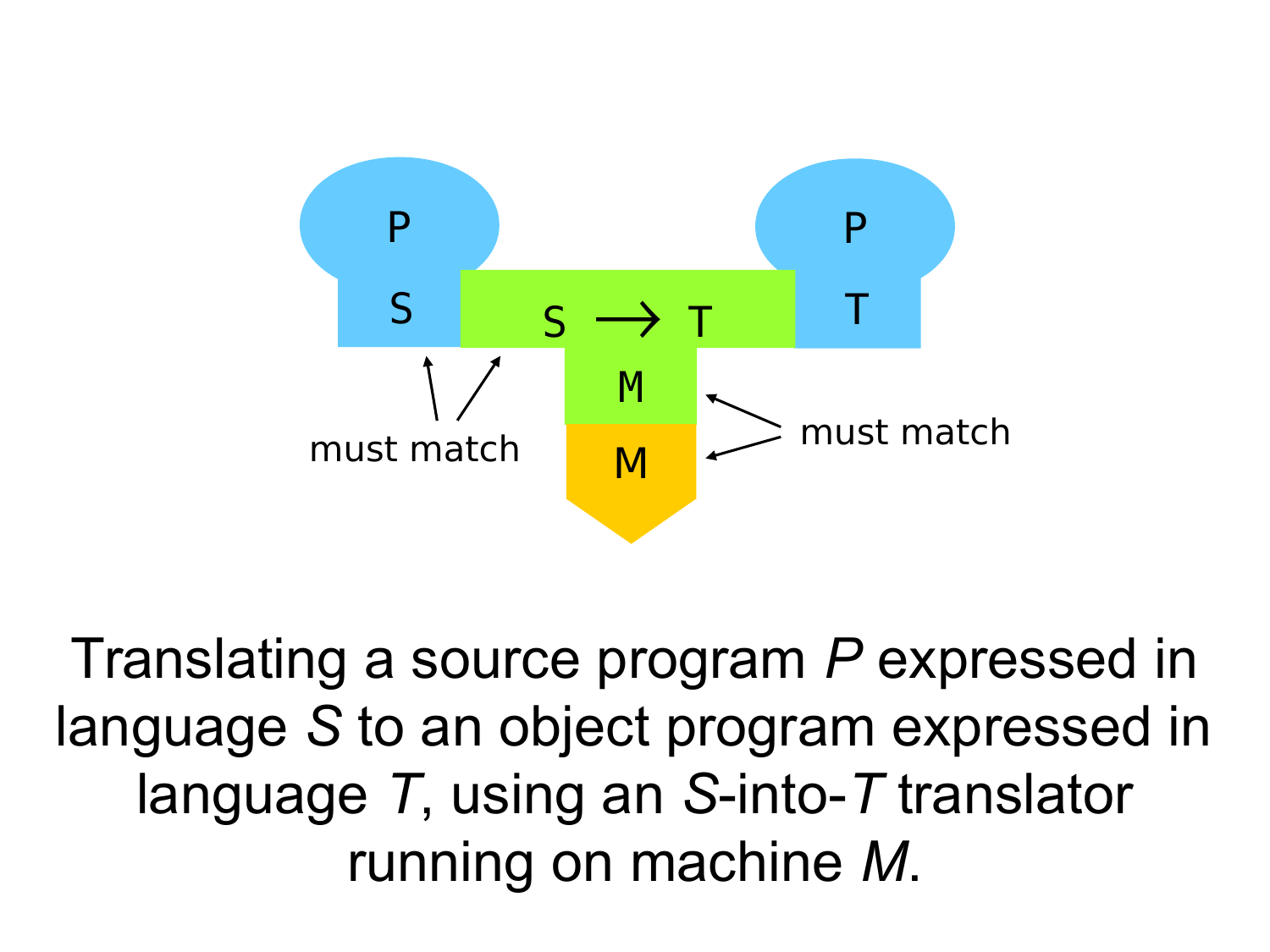P

S

S → T

M

M

P

T

must match

must match

Translating a source program *P* expressed in language *S* to an object program expressed in language *T*, using an *S*-into-*T* translator running on machine *M*.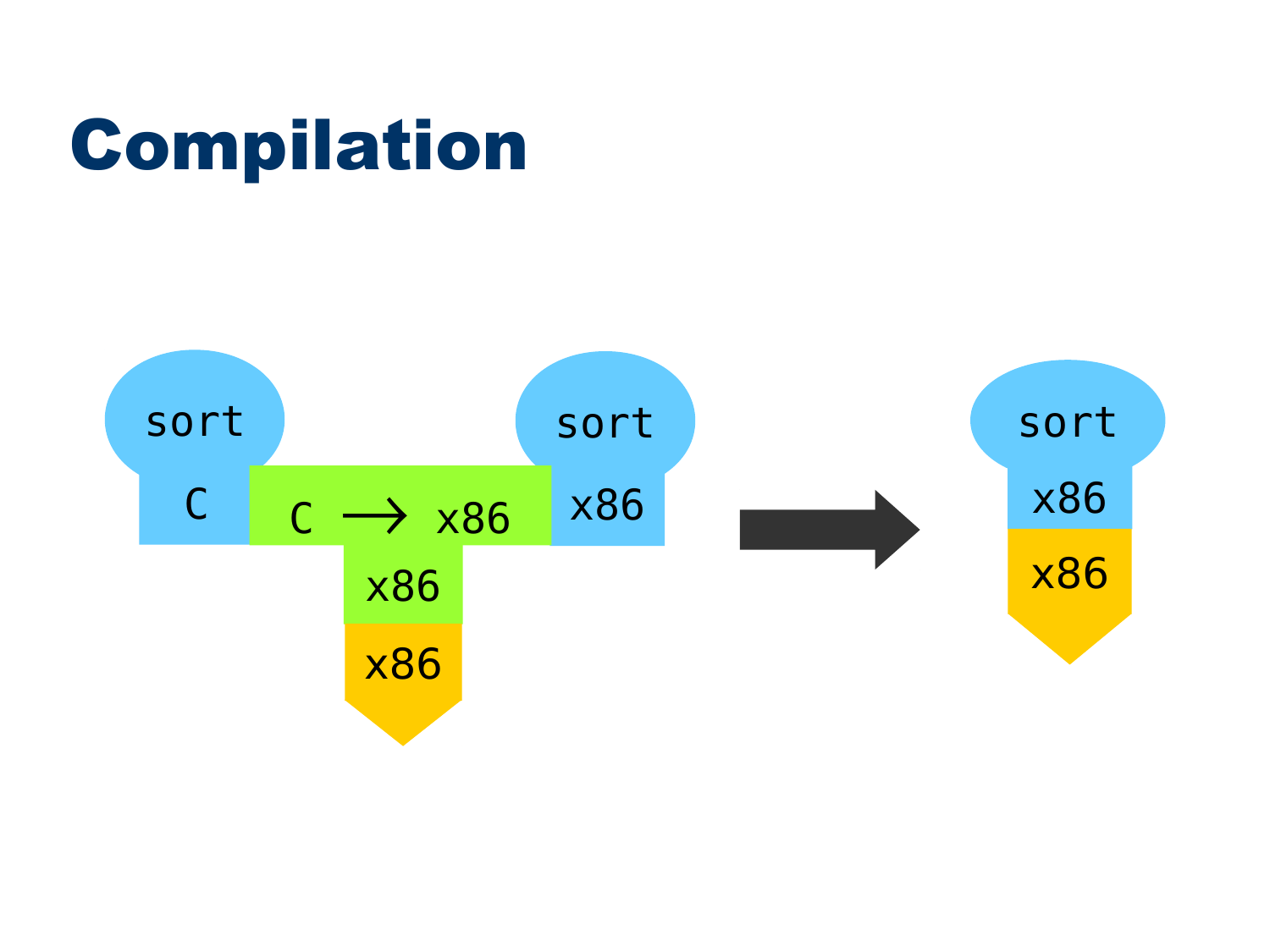# Compilation

sort

C

C ⟶ x86

x86

x86

sort

x86

sort

x86

x86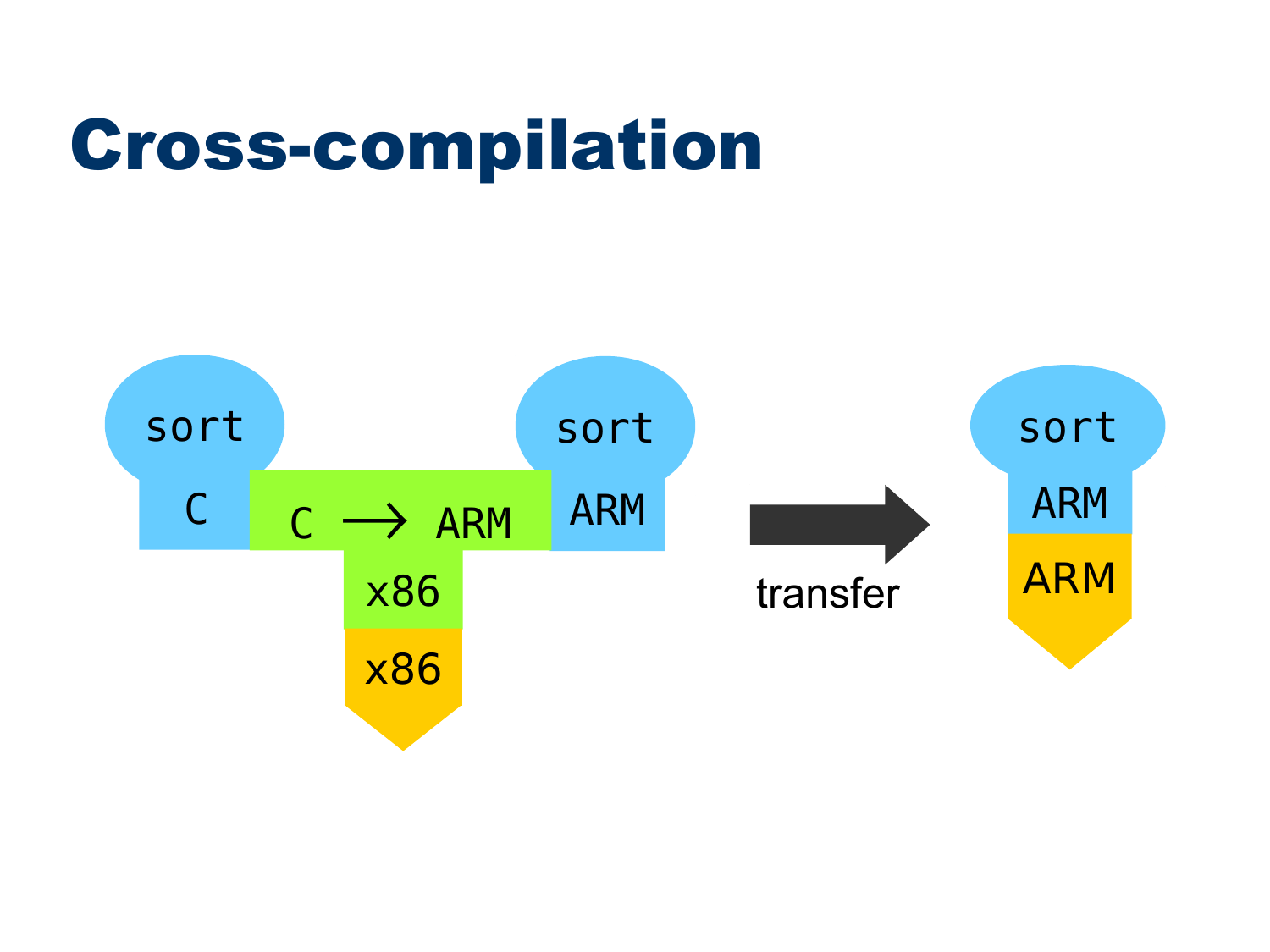# Cross-compilation

sort

C

C ⟶ ARM

x86

x86

sort

ARM

transfer

sort

ARM

ARM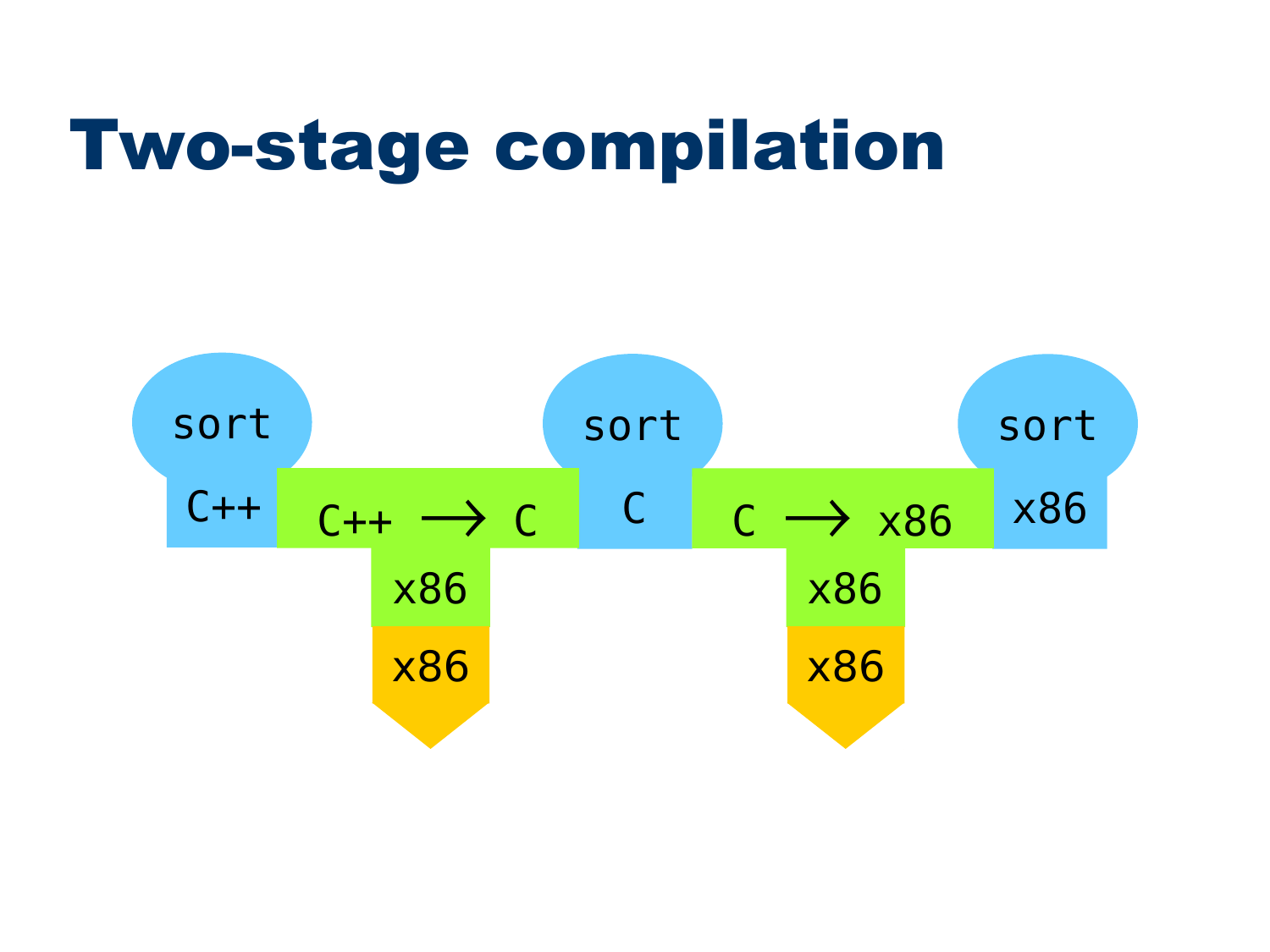# Two-stage compilation

sort

C++

C++ ⟶ C

x86

x86

sort

C

C ⟶ x86

x86

x86

sort

x86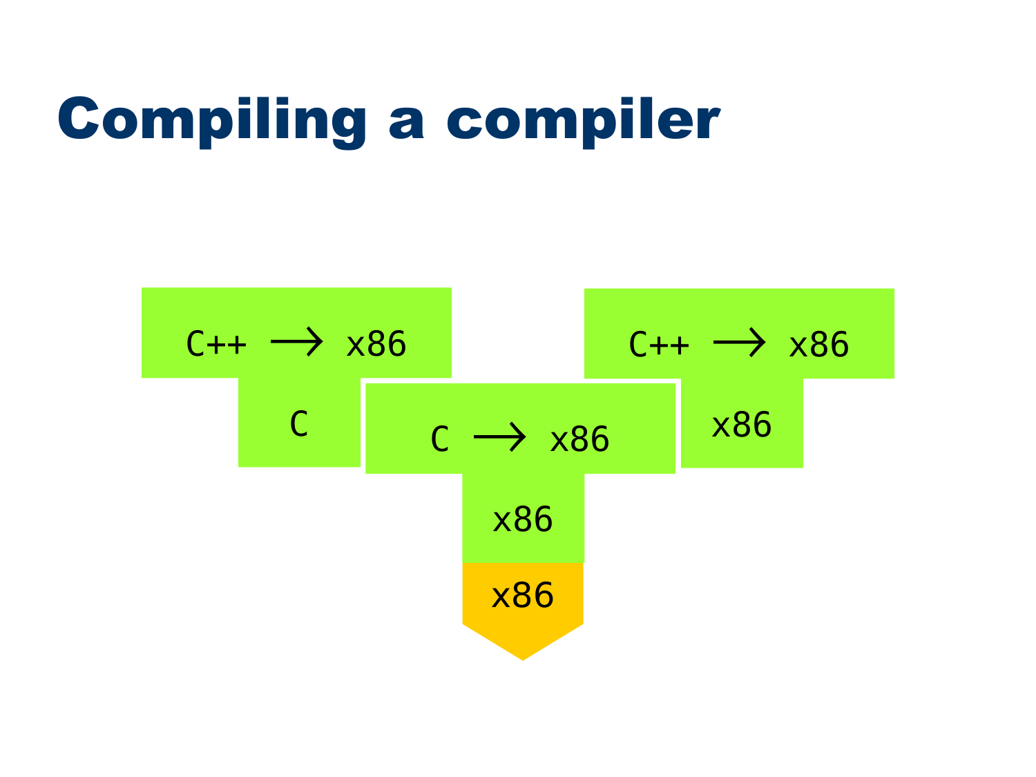# Compiling a compiler

C++ → x86

C

C → x86

x86

x86

C++ → x86

x86

x86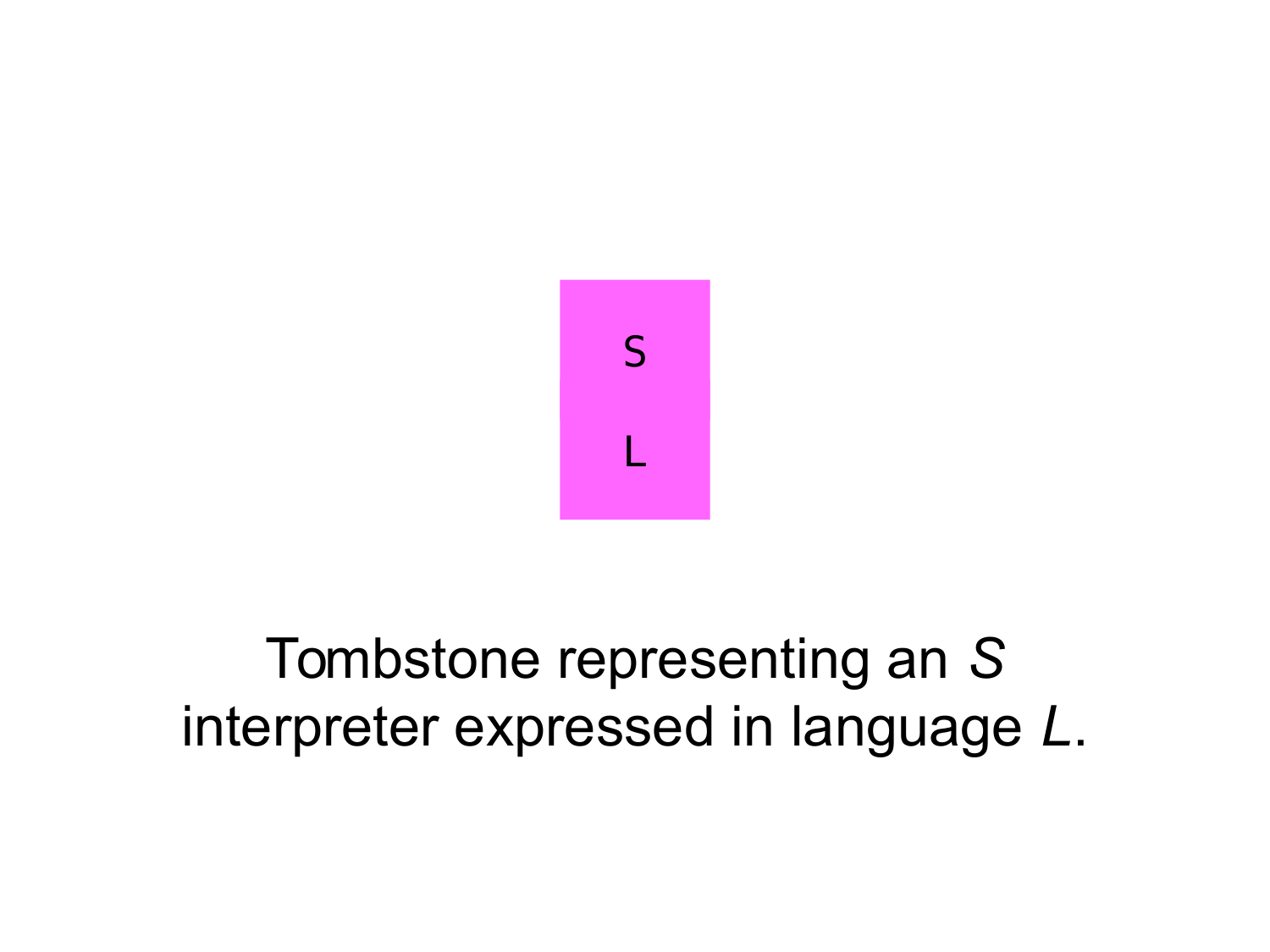S

L

Tombstone representing an *S* interpreter expressed in language *L*.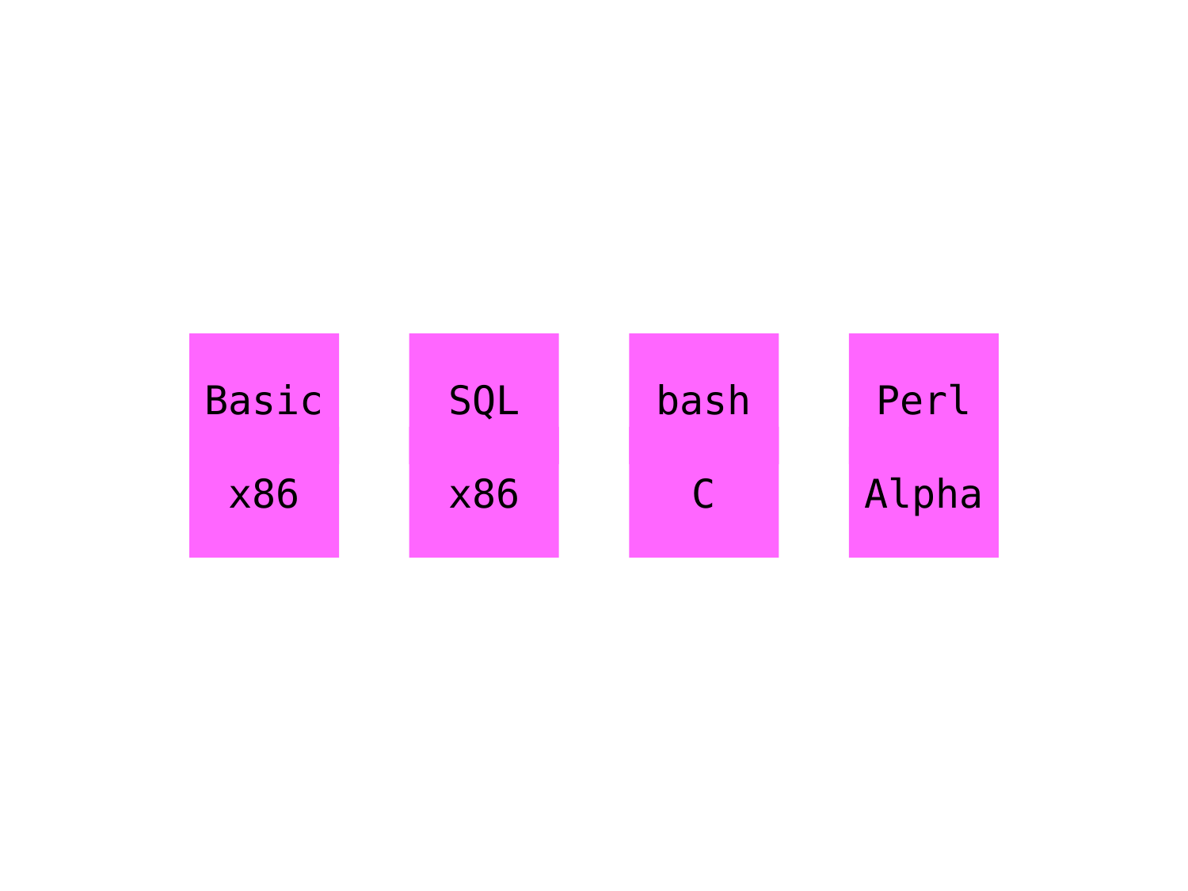| Basic | SQL | bash | Perl |
| --- | --- | --- | --- |
| x86 | x86 | C | Alpha |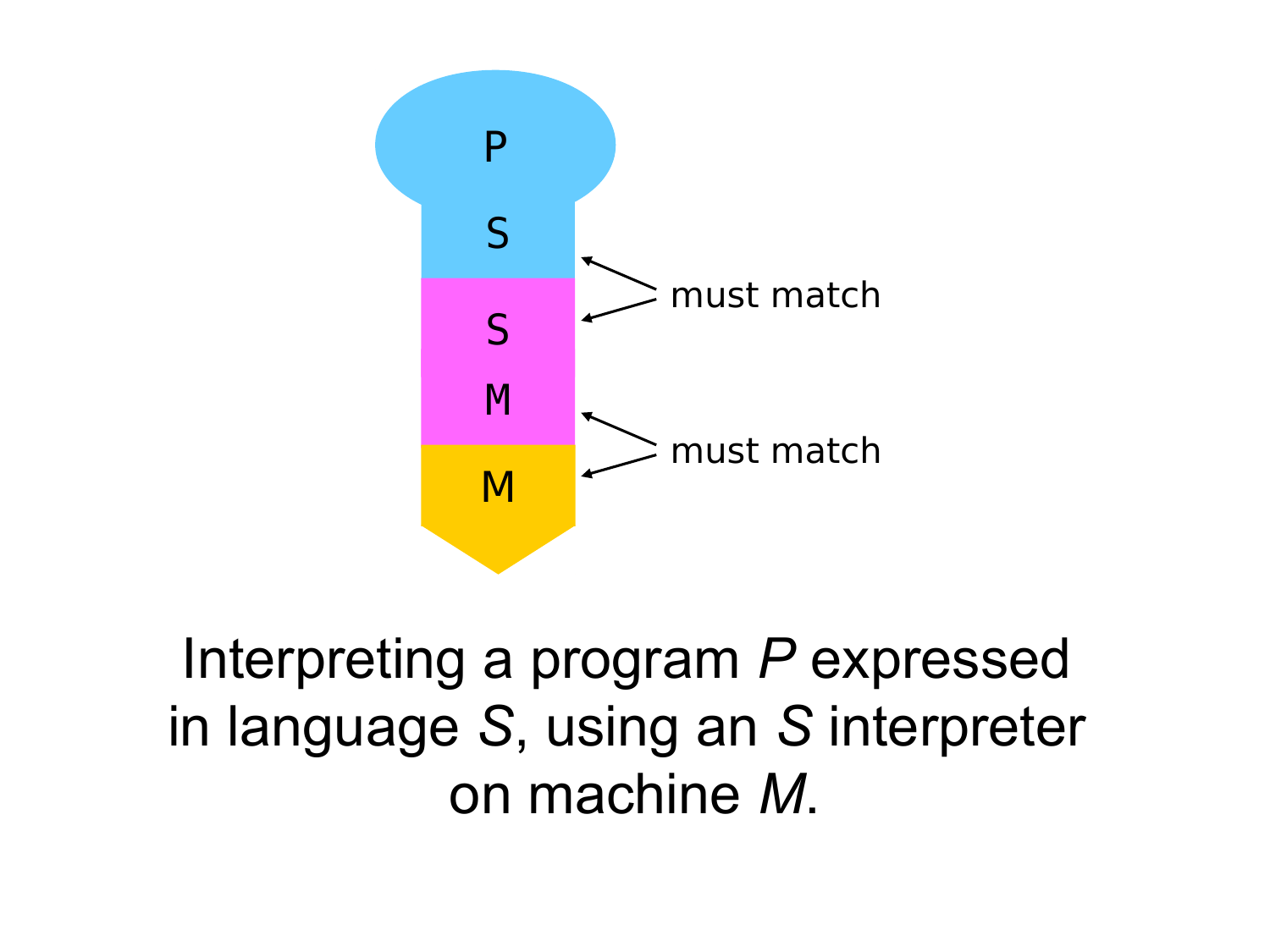P

S

S

M

M

must match

must match

Interpreting a program *P* expressed in language *S*, using an *S* interpreter on machine *M*.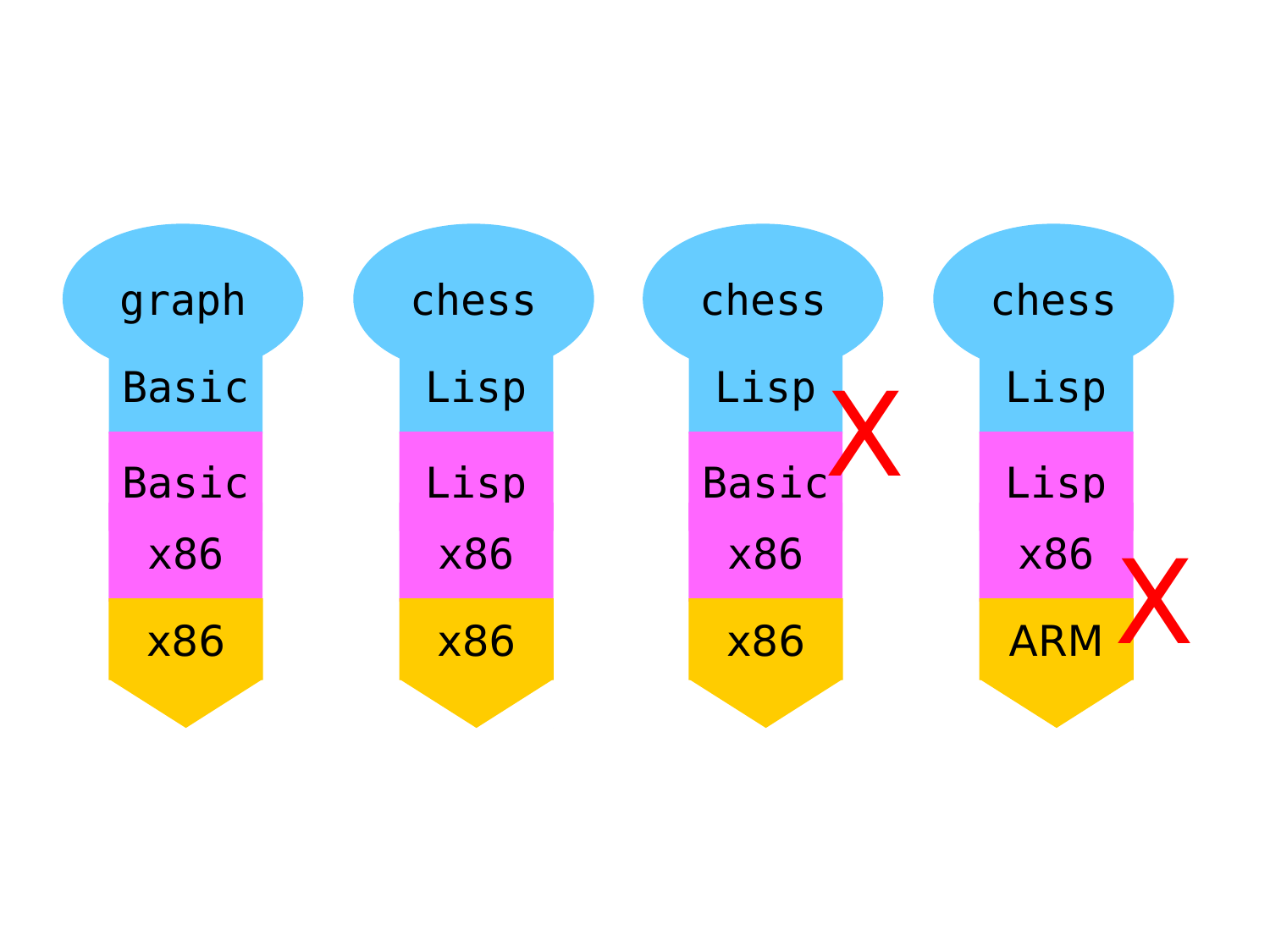graph
Basic
Basic
x86
x86

chess
Lisp
Lisp
x86
x86

chess
Lisp
Basic
x86
x86
X

chess
Lisp
Lisp
x86
ARM
X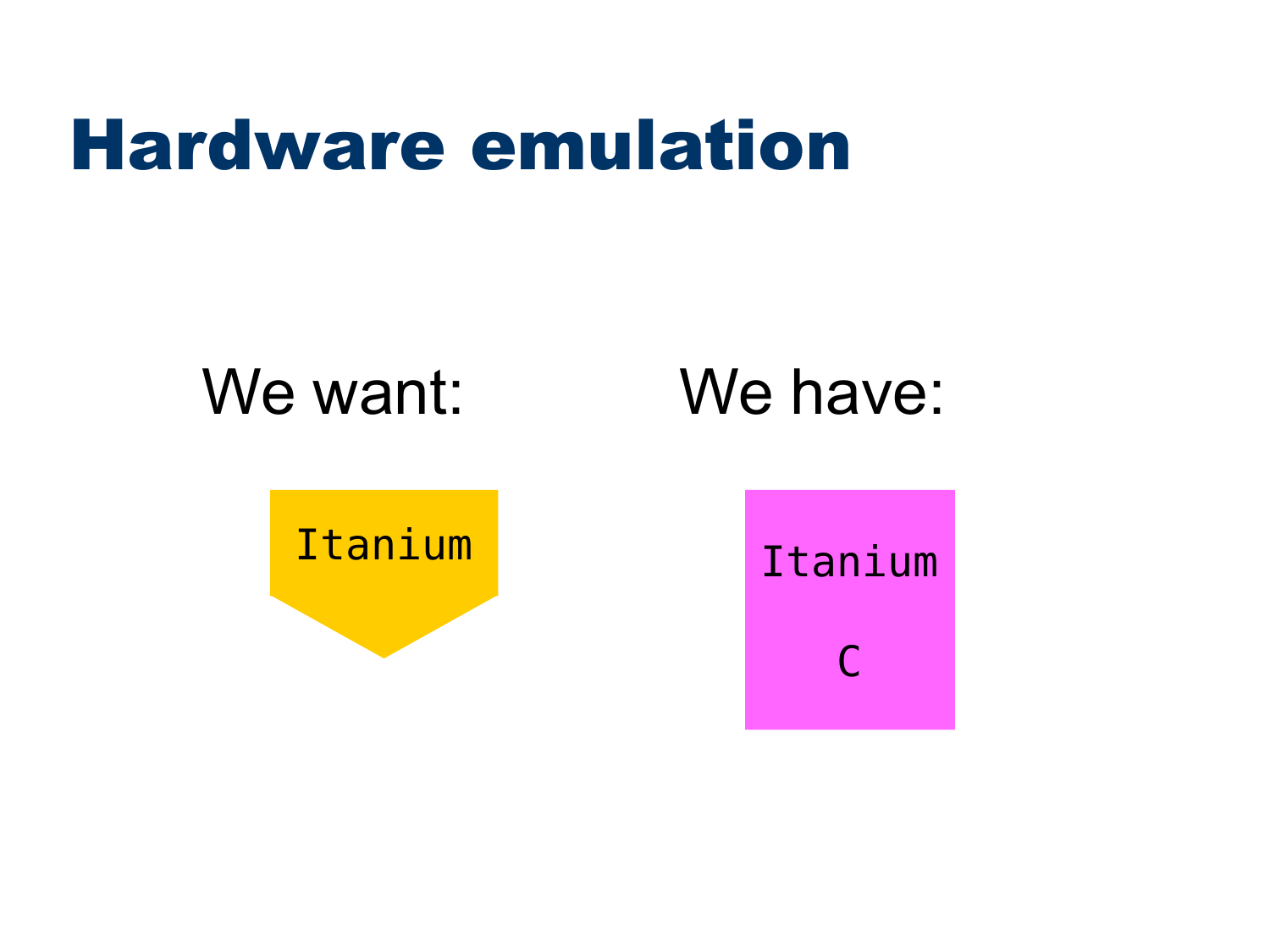# Hardware emulation

We want:

Itanium

We have:

Itanium

C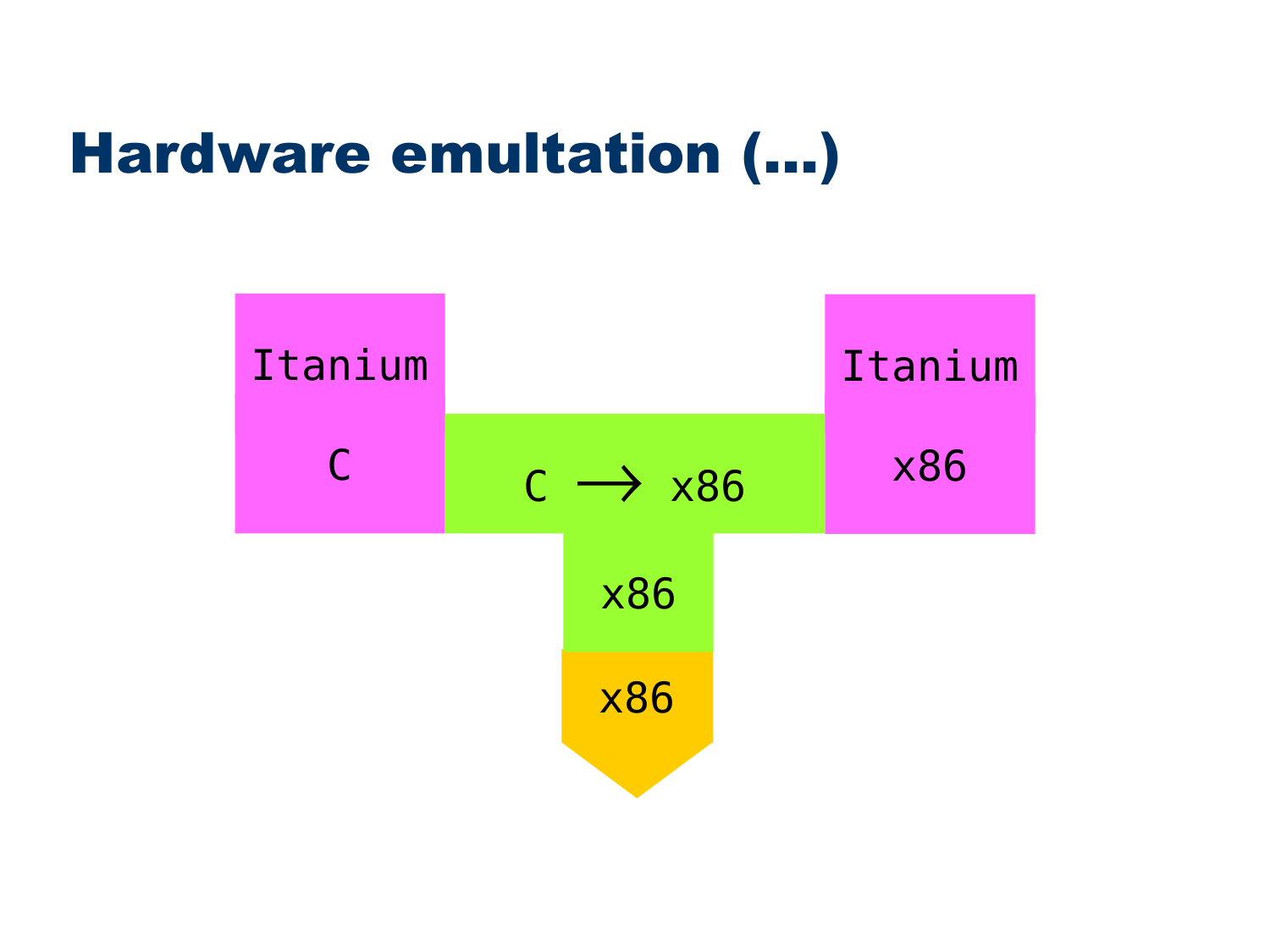# Hardware emultation (...)

Itanium

C

C ⟶ x86

x86

Itanium

x86

x86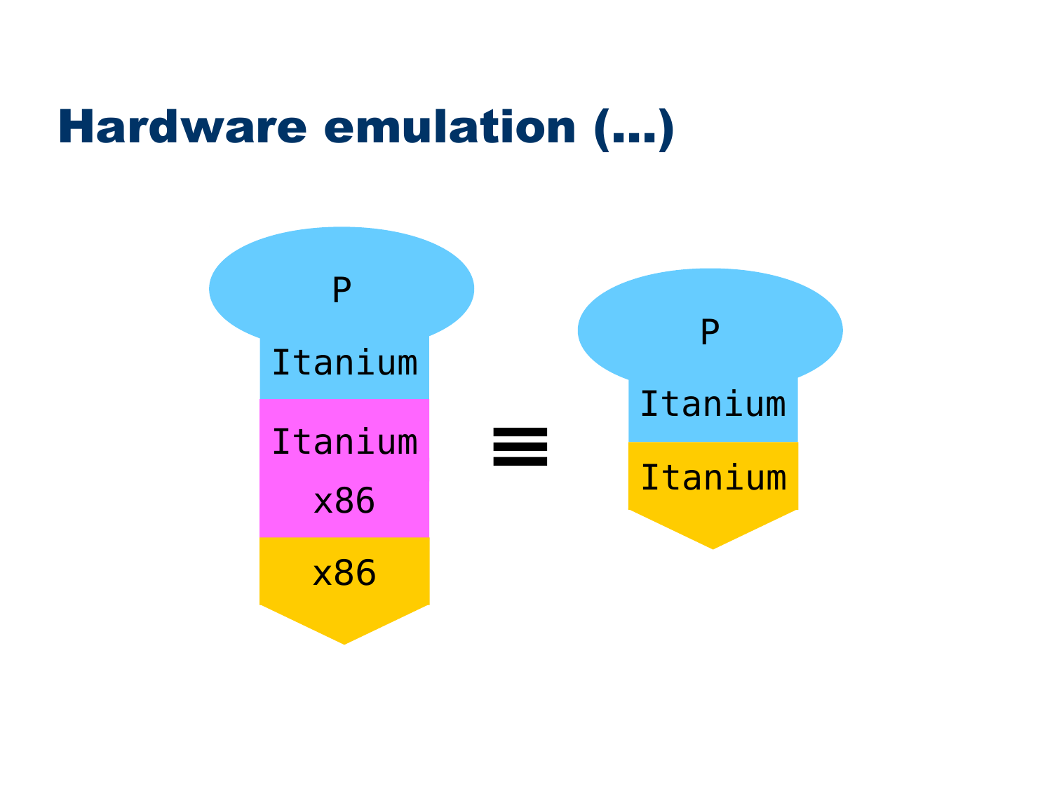# Hardware emulation (…)

P

Itanium

Itanium

x86

x86

≡

P

Itanium

Itanium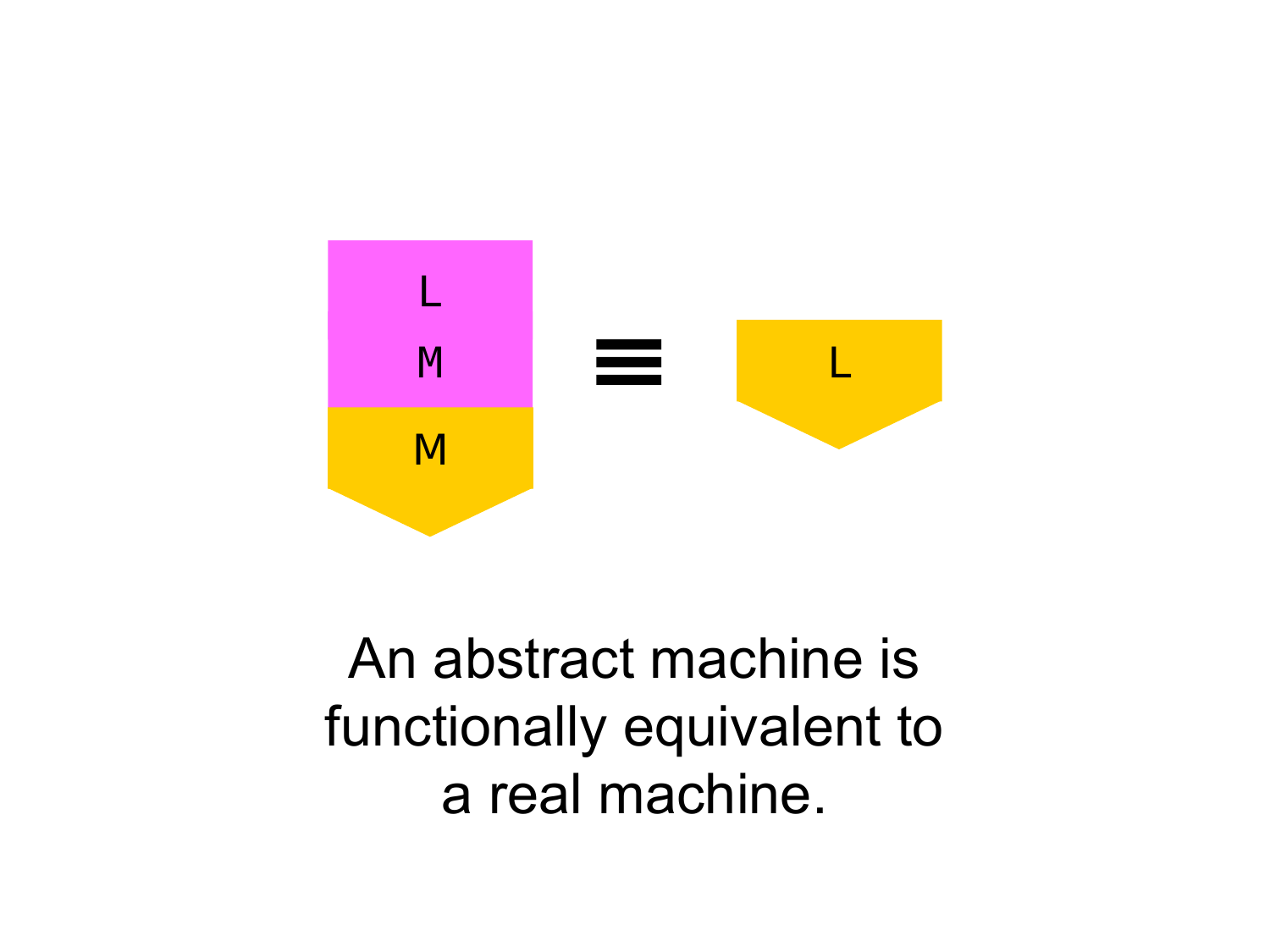L
M
M

≡

L

An abstract machine is functionally equivalent to a real machine.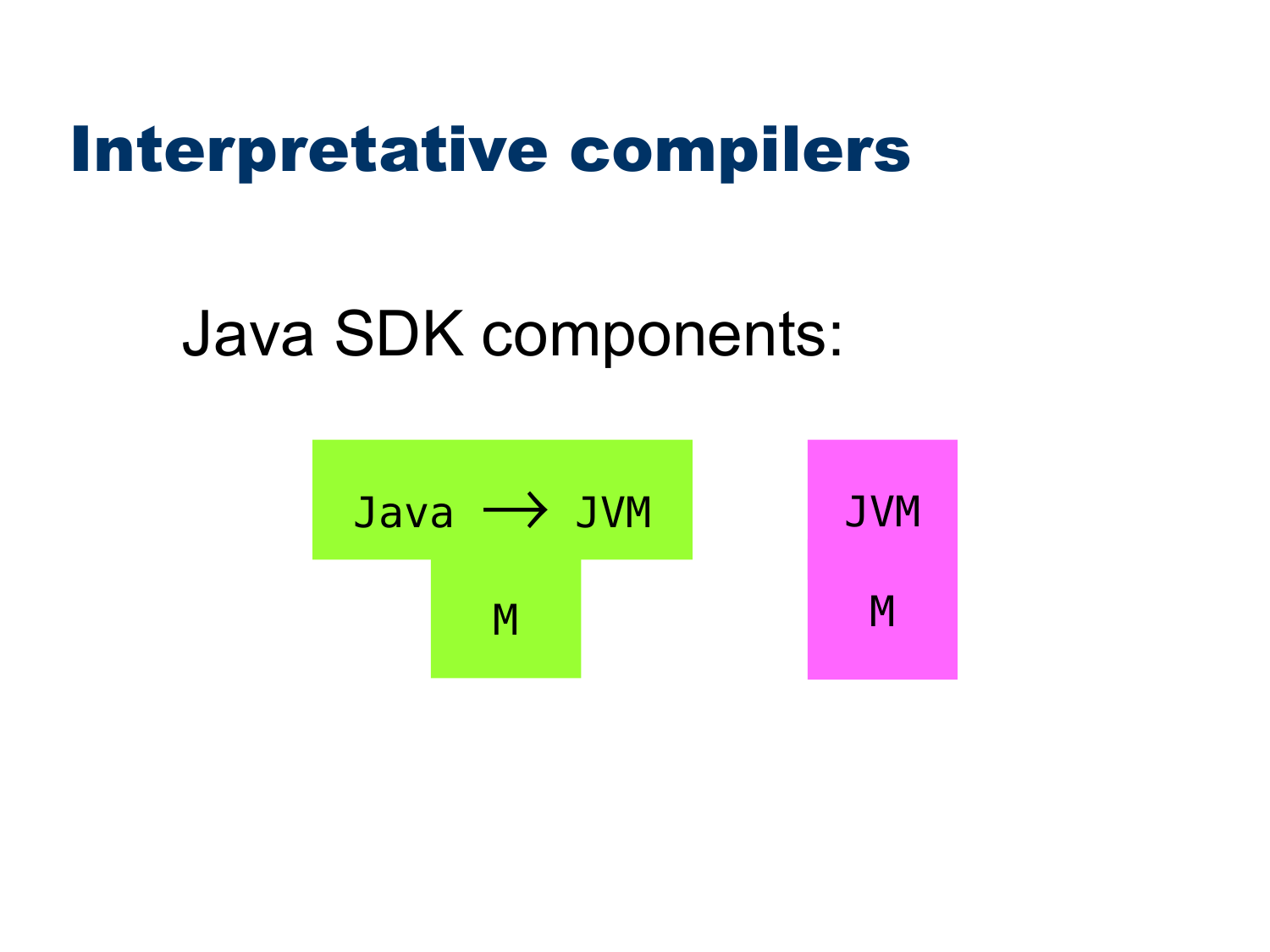# Interpretative compilers

Java SDK components:

```
Java → JVM        JVM
     M             M
```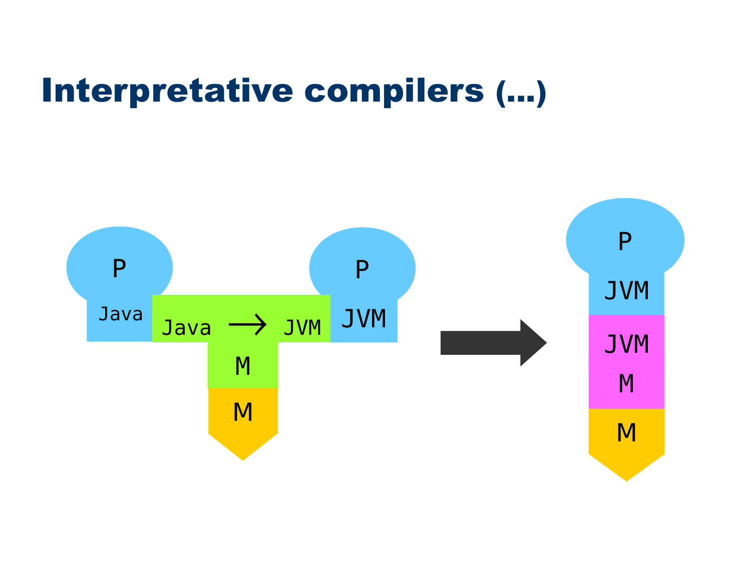# Interpretative compilers (...)

P Java | Java → JVM | P JVM | M | M

P JVM | JVM M | M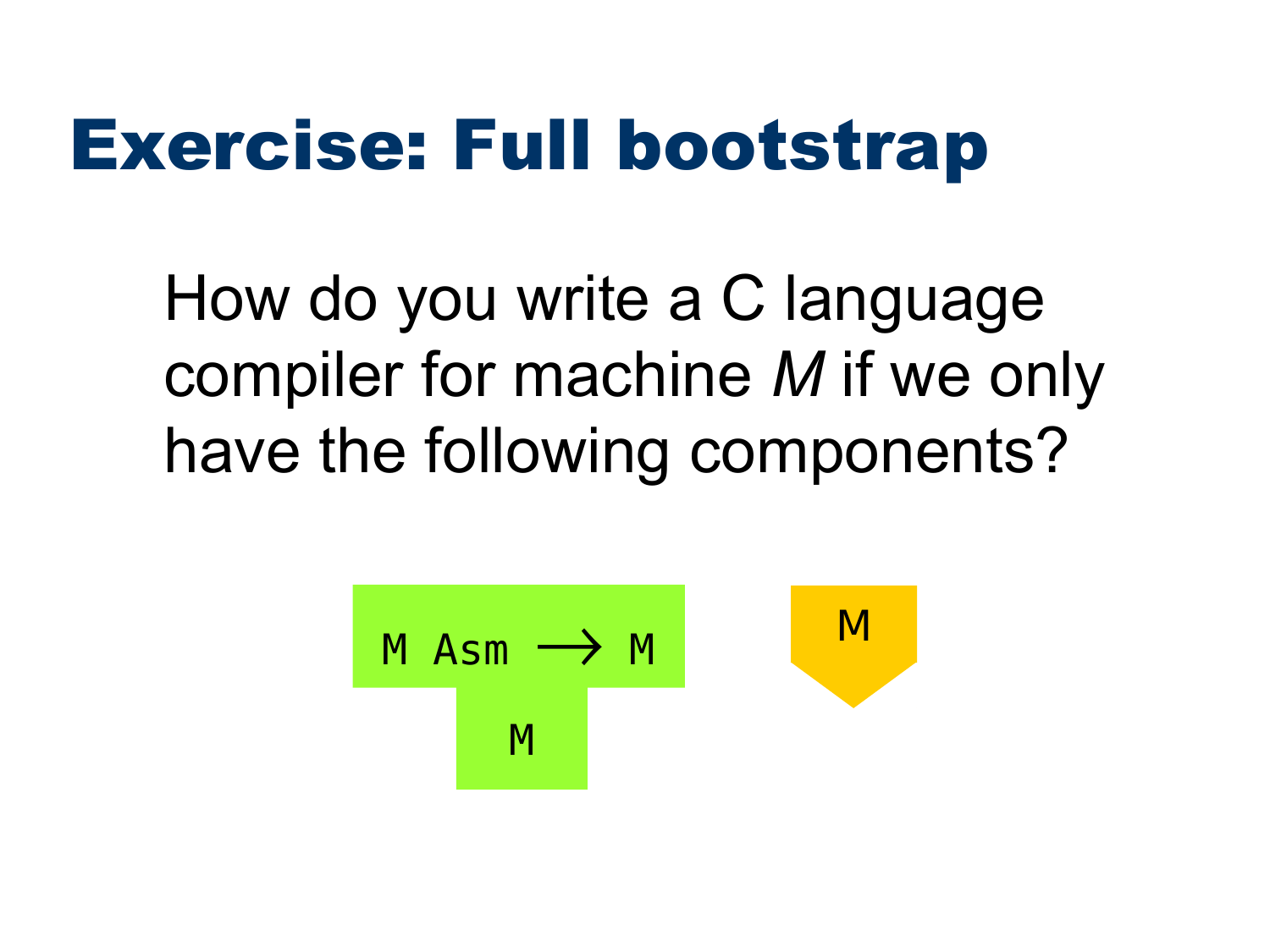# Exercise: Full bootstrap

How do you write a C language compiler for machine *M* if we only have the following components?

M Asm ⟶ M

M

M